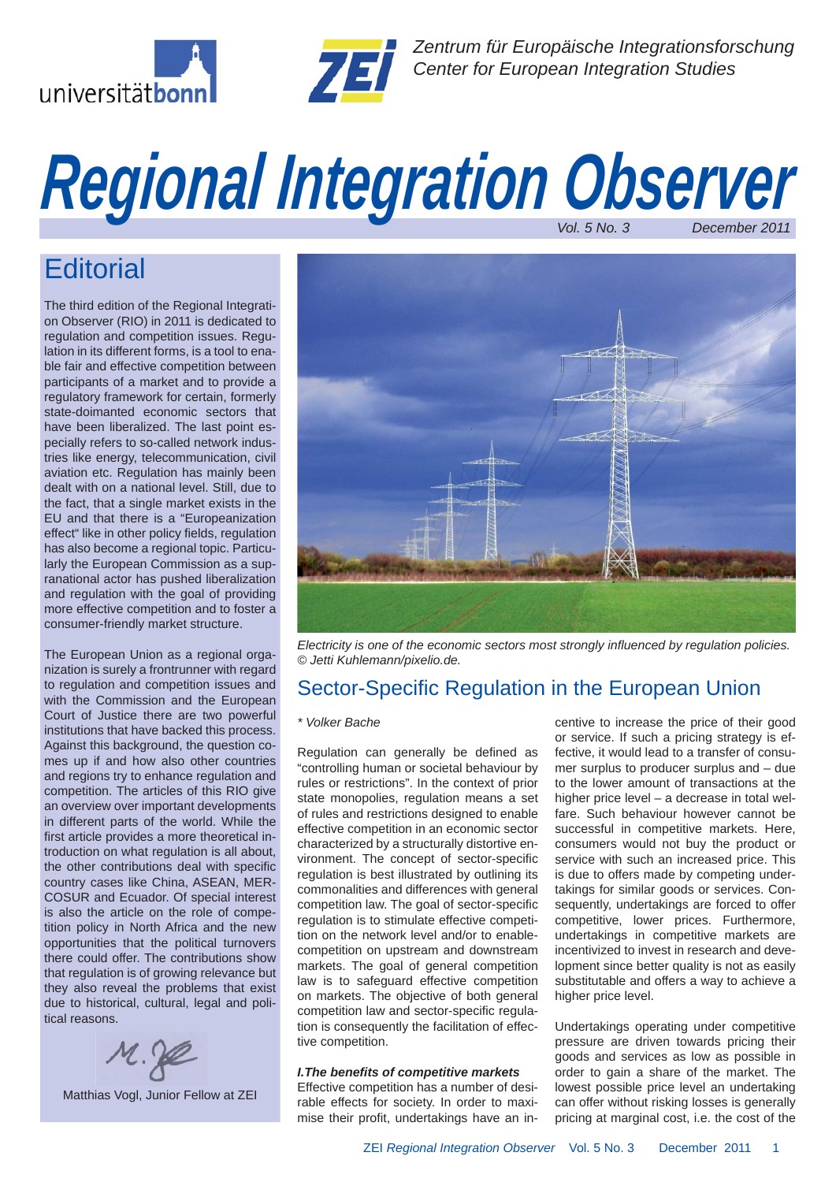Zentrum für Europäische Integrationsforschung
Center for European Integration Studies

# Regional Integration Observer

Vol. 5 No. 3 December 2011

## Editorial

The third edition of the Regional Integration Observer (RIO) in 2011 is dedicated to regulation and competition issues. Regulation in its different forms, is a tool to enable fair and effective competition between participants of a market and to provide a regulatory framework for certain, formerly state-doimanted economic sectors that have been liberalized. The last point especially refers to so-called network industries like energy, telecommunication, civil aviation etc. Regulation has mainly been dealt with on a national level. Still, due to the fact, that a single market exists in the EU and that there is a "Europeanization effect" like in other policy fields, regulation has also become a regional topic. Particularly the European Commission as a supranational actor has pushed liberalization and regulation with the goal of providing more effective competition and to foster a consumer-friendly market structure.

The European Union as a regional organization is surely a frontrunner with regard to regulation and competition issues and with the Commission and the European Court of Justice there are two powerful institutions that have backed this process. Against this background, the question comes up if and how also other countries and regions try to enhance regulation and competition. The articles of this RIO give an overview over important developments in different parts of the world. While the first article provides a more theoretical introduction on what regulation is all about, the other contributions deal with specific country cases like China, ASEAN, MERCOSUR and Ecuador. Of special interest is also the article on the role of competition policy in North Africa and the new opportunities that the political turnovers there could offer. The contributions show that regulation is of growing relevance but they also reveal the problems that exist due to historical, cultural, legal and political reasons.

Matthias Vogl, Junior Fellow at ZEI

*Electricity is one of the economic sectors most strongly influenced by regulation policies. © Jetti Kuhlemann/pixelio.de.*

## Sector-Specific Regulation in the European Union

*\* Volker Bache*

Regulation can generally be defined as "controlling human or societal behaviour by rules or restrictions". In the context of prior state monopolies, regulation means a set of rules and restrictions designed to enable effective competition in an economic sector characterized by a structurally distortive environment. The concept of sector-specific regulation is best illustrated by outlining its commonalities and differences with general competition law. The goal of sector-specific regulation is to stimulate effective competition on the network level and/or to enable competition on upstream and downstream markets. The goal of general competition law is to safeguard effective competition on markets. The objective of both general competition law and sector-specific regulation is consequently the facilitation of effective competition.

***I. The benefits of competitive markets***

Effective competition has a number of desirable effects for society. In order to maximise their profit, undertakings have an incentive to increase the price of their good or service. If such a pricing strategy is effective, it would lead to a transfer of consumer surplus to producer surplus and – due to the lower amount of transactions at the higher price level – a decrease in total welfare. Such behaviour however cannot be successful in competitive markets. Here, consumers would not buy the product or service with such an increased price. This is due to offers made by competing undertakings for similar goods or services. Consequently, undertakings are forced to offer competitive, lower prices. Furthermore, undertakings in competitive markets are incentivized to invest in research and development since better quality is not as easily substitutable and offers a way to achieve a higher price level.

Undertakings operating under competitive pressure are driven towards pricing their goods and services as low as possible in order to gain a share of the market. The lowest possible price level an undertaking can offer without risking losses is generally pricing at marginal cost, i.e. the cost of the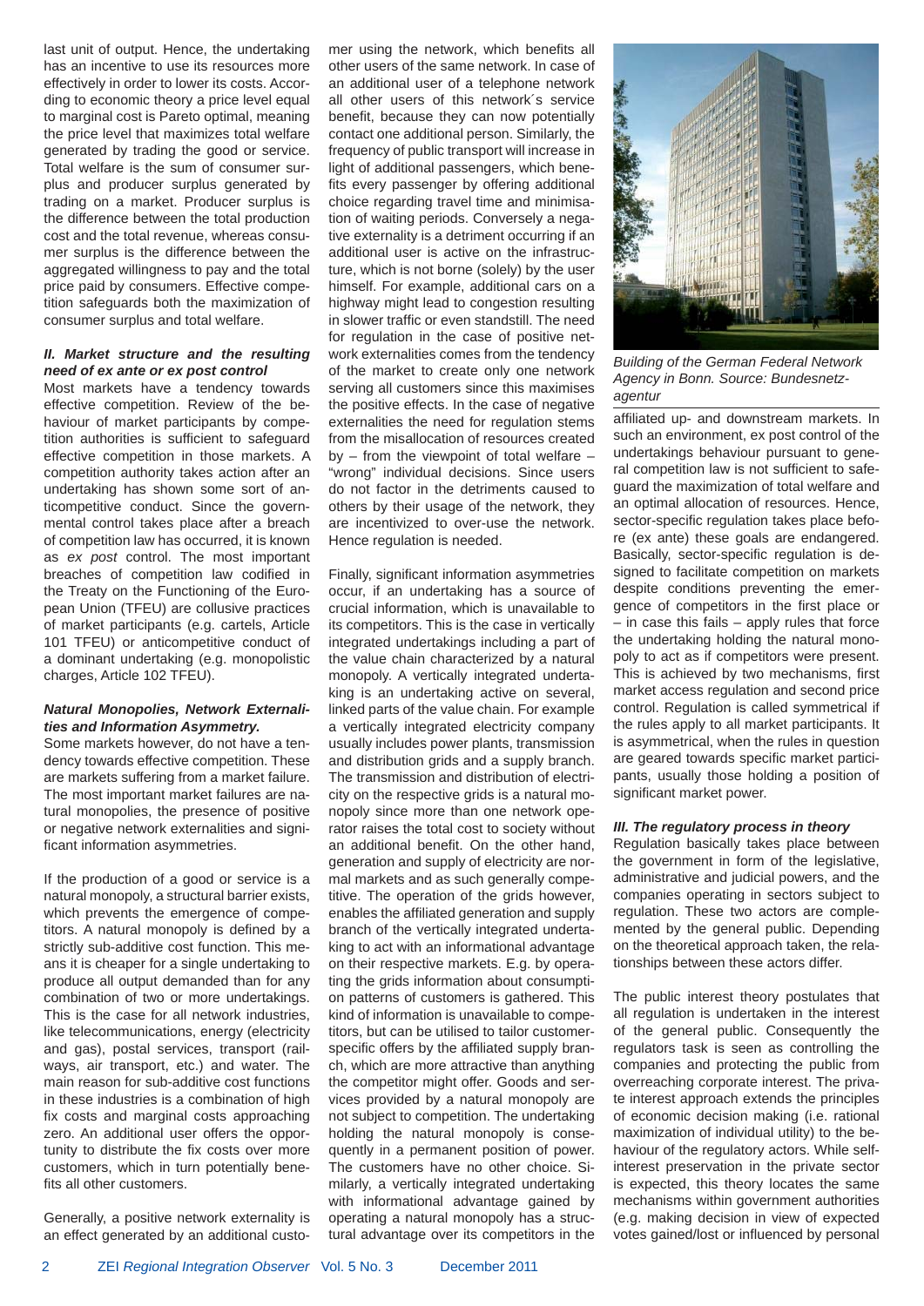last unit of output. Hence, the undertaking has an incentive to use its resources more effectively in order to lower its costs. According to economic theory a price level equal to marginal cost is Pareto optimal, meaning the price level that maximizes total welfare generated by trading the good or service. Total welfare is the sum of consumer surplus and producer surplus generated by trading on a market. Producer surplus is the difference between the total production cost and the total revenue, whereas consumer surplus is the difference between the aggregated willingness to pay and the total price paid by consumers. Effective competition safeguards both the maximization of consumer surplus and total welfare.

***II. Market structure and the resulting need of ex ante or ex post control***

Most markets have a tendency towards effective competition. Review of the behaviour of market participants by competition authorities is sufficient to safeguard effective competition in those markets. A competition authority takes action after an undertaking has shown some sort of anticompetitive conduct. Since the governmental control takes place after a breach of competition law has occurred, it is known as *ex post* control. The most important breaches of competition law codified in the Treaty on the Functioning of the European Union (TFEU) are collusive practices of market participants (e.g. cartels, Article 101 TFEU) or anticompetitive conduct of a dominant undertaking (e.g. monopolistic charges, Article 102 TFEU).

***Natural Monopolies, Network Externalities and Information Asymmetry.***

Some markets however, do not have a tendency towards effective competition. These are markets suffering from a market failure. The most important market failures are natural monopolies, the presence of positive or negative network externalities and significant information asymmetries.

If the production of a good or service is a natural monopoly, a structural barrier exists, which prevents the emergence of competitors. A natural monopoly is defined by a strictly sub-additive cost function. This means it is cheaper for a single undertaking to produce all output demanded than for any combination of two or more undertakings. This is the case for all network industries, like telecommunications, energy (electricity and gas), postal services, transport (railways, air transport, etc.) and water. The main reason for sub-additive cost functions in these industries is a combination of high fix costs and marginal costs approaching zero. An additional user offers the opportunity to distribute the fix costs over more customers, which in turn potentially benefits all other customers.

Generally, a positive network externality is an effect generated by an additional customer using the network, which benefits all other users of the same network. In case of an additional user of a telephone network all other users of this network´s service benefit, because they can now potentially contact one additional person. Similarly, the frequency of public transport will increase in light of additional passengers, which benefits every passenger by offering additional choice regarding travel time and minimisation of waiting periods. Conversely a negative externality is a detriment occurring if an additional user is active on the infrastructure, which is not borne (solely) by the user himself. For example, additional cars on a highway might lead to congestion resulting in slower traffic or even standstill. The need for regulation in the case of positive network externalities comes from the tendency of the market to create only one network serving all customers since this maximises the positive effects. In the case of negative externalities the need for regulation stems from the misallocation of resources created by – from the viewpoint of total welfare – "wrong" individual decisions. Since users do not factor in the detriments caused to others by their usage of the network, they are incentivized to over-use the network. Hence regulation is needed.

Finally, significant information asymmetries occur, if an undertaking has a source of crucial information, which is unavailable to its competitors. This is the case in vertically integrated undertakings including a part of the value chain characterized by a natural monopoly. A vertically integrated undertaking is an undertaking active on several, linked parts of the value chain. For example a vertically integrated electricity company usually includes power plants, transmission and distribution grids and a supply branch. The transmission and distribution of electricity on the respective grids is a natural monopoly since more than one network operator raises the total cost to society without an additional benefit. On the other hand, generation and supply of electricity are normal markets and as such generally competitive. The operation of the grids however, enables the affiliated generation and supply branch of the vertically integrated undertaking to act with an informational advantage on their respective markets. E.g. by operating the grids information about consumption patterns of customers is gathered. This kind of information is unavailable to competitors, but can be utilised to tailor customer-specific offers by the affiliated supply branch, which are more attractive than anything the competitor might offer. Goods and services provided by a natural monopoly are not subject to competition. The undertaking holding the natural monopoly is consequently in a permanent position of power. The customers have no other choice. Similarly, a vertically integrated undertaking with informational advantage gained by operating a natural monopoly has a structural advantage over its competitors in the affiliated up- and downstream markets. In such an environment, ex post control of the undertakings behaviour pursuant to general competition law is not sufficient to safeguard the maximization of total welfare and an optimal allocation of resources. Hence, sector-specific regulation takes place before (ex ante) these goals are endangered. Basically, sector-specific regulation is designed to facilitate competition on markets despite conditions preventing the emergence of competitors in the first place or – in case this fails – apply rules that force the undertaking holding the natural monopoly to act as if competitors were present. This is achieved by two mechanisms, first market access regulation and second price control. Regulation is called symmetrical if the rules apply to all market participants. It is asymmetrical, when the rules in question are geared towards specific market participants, usually those holding a position of significant market power.

*Building of the German Federal Network Agency in Bonn. Source: Bundesnetzagentur*

***III. The regulatory process in theory***

Regulation basically takes place between the government in form of the legislative, administrative and judicial powers, and the companies operating in sectors subject to regulation. These two actors are complemented by the general public. Depending on the theoretical approach taken, the relationships between these actors differ.

The public interest theory postulates that all regulation is undertaken in the interest of the general public. Consequently the regulators task is seen as controlling the companies and protecting the public from overreaching corporate interest. The private interest approach extends the principles of economic decision making (i.e. rational maximization of individual utility) to the behaviour of the regulatory actors. While self-interest preservation in the private sector is expected, this theory locates the same mechanisms within government authorities (e.g. making decision in view of expected votes gained/lost or influenced by personal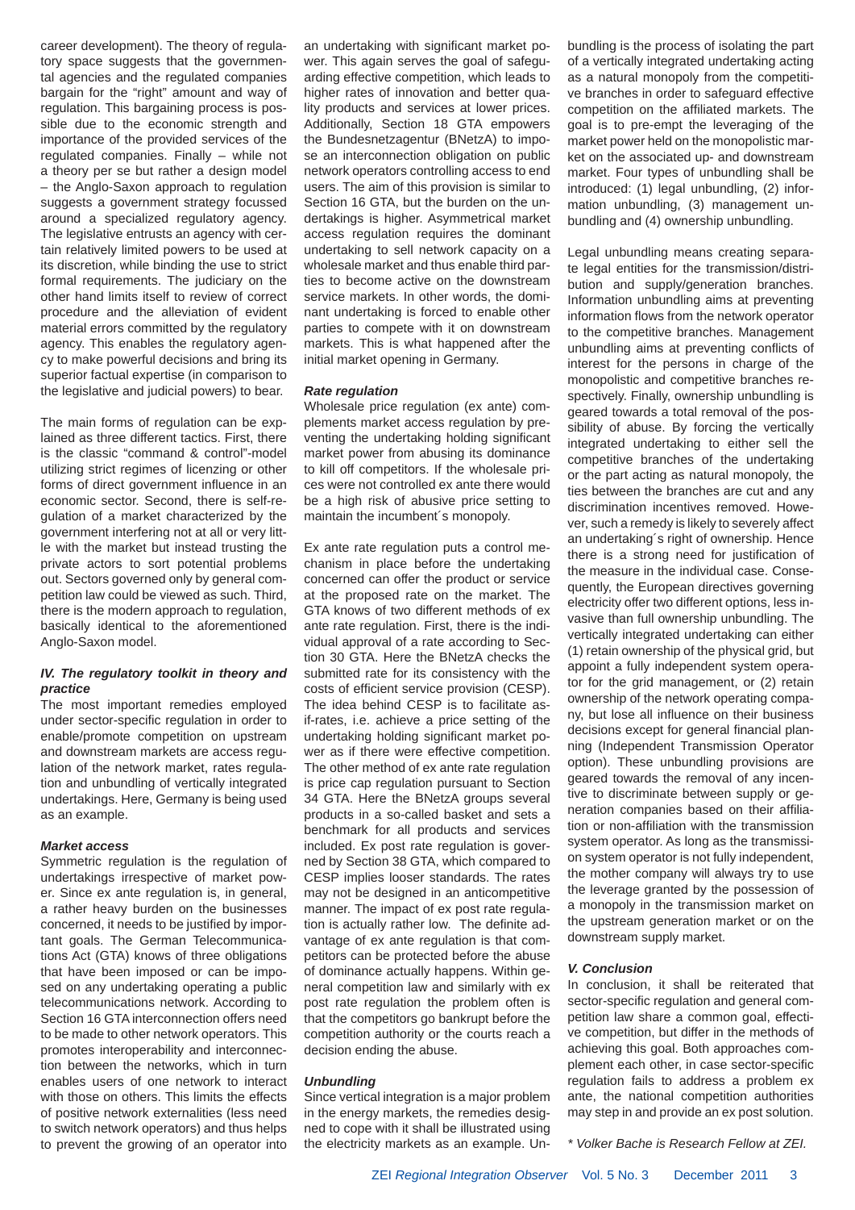career development). The theory of regulatory space suggests that the governmental agencies and the regulated companies bargain for the "right" amount and way of regulation. This bargaining process is possible due to the economic strength and importance of the provided services of the regulated companies. Finally – while not a theory per se but rather a design model – the Anglo-Saxon approach to regulation suggests a government strategy focussed around a specialized regulatory agency. The legislative entrusts an agency with certain relatively limited powers to be used at its discretion, while binding the use to strict formal requirements. The judiciary on the other hand limits itself to review of correct procedure and the alleviation of evident material errors committed by the regulatory agency. This enables the regulatory agency to make powerful decisions and bring its superior factual expertise (in comparison to the legislative and judicial powers) to bear.

The main forms of regulation can be explained as three different tactics. First, there is the classic "command & control"-model utilizing strict regimes of licenzing or other forms of direct government influence in an economic sector. Second, there is self-regulation of a market characterized by the government interfering not at all or very little with the market but instead trusting the private actors to sort potential problems out. Sectors governed only by general competition law could be viewed as such. Third, there is the modern approach to regulation, basically identical to the aforementioned Anglo-Saxon model.

### *IV. The regulatory toolkit in theory and practice*

The most important remedies employed under sector-specific regulation in order to enable/promote competition on upstream and downstream markets are access regulation of the network market, rates regulation and unbundling of vertically integrated undertakings. Here, Germany is being used as an example.

#### *Market access*

Symmetric regulation is the regulation of undertakings irrespective of market power. Since ex ante regulation is, in general, a rather heavy burden on the businesses concerned, it needs to be justified by important goals. The German Telecommunications Act (GTA) knows of three obligations that have been imposed or can be imposed on any undertaking operating a public telecommunications network. According to Section 16 GTA interconnection offers need to be made to other network operators. This promotes interoperability and interconnection between the networks, which in turn enables users of one network to interact with those on others. This limits the effects of positive network externalities (less need to switch network operators) and thus helps to prevent the growing of an operator into an undertaking with significant market power. This again serves the goal of safeguarding effective competition, which leads to higher rates of innovation and better quality products and services at lower prices. Additionally, Section 18 GTA empowers the Bundesnetzagentur (BNetzA) to impose an interconnection obligation on public network operators controlling access to end users. The aim of this provision is similar to Section 16 GTA, but the burden on the undertakings is higher. Asymmetrical market access regulation requires the dominant undertaking to sell network capacity on a wholesale market and thus enable third parties to become active on the downstream service markets. In other words, the dominant undertaking is forced to enable other parties to compete with it on downstream markets. This is what happened after the initial market opening in Germany.

#### *Rate regulation*

Wholesale price regulation (ex ante) complements market access regulation by preventing the undertaking holding significant market power from abusing its dominance to kill off competitors. If the wholesale prices were not controlled ex ante there would be a high risk of abusive price setting to maintain the incumbent´s monopoly.

Ex ante rate regulation puts a control mechanism in place before the undertaking concerned can offer the product or service at the proposed rate on the market. The GTA knows of two different methods of ex ante rate regulation. First, there is the individual approval of a rate according to Section 30 GTA. Here the BNetzA checks the submitted rate for its consistency with the costs of efficient service provision (CESP). The idea behind CESP is to facilitate as-if-rates, i.e. achieve a price setting of the undertaking holding significant market power as if there were effective competition. The other method of ex ante rate regulation is price cap regulation pursuant to Section 34 GTA. Here the BNetzA groups several products in a so-called basket and sets a benchmark for all products and services included. Ex post rate regulation is governed by Section 38 GTA, which compared to CESP implies looser standards. The rates may not be designed in an anticompetitive manner. The impact of ex post rate regulation is actually rather low. The definite advantage of ex ante regulation is that competitors can be protected before the abuse of dominance actually happens. Within general competition law and similarly with ex post rate regulation the problem often is that the competitors go bankrupt before the competition authority or the courts reach a decision ending the abuse.

#### *Unbundling*

Since vertical integration is a major problem in the energy markets, the remedies designed to cope with it shall be illustrated using the electricity markets as an example. Unbundling is the process of isolating the part of a vertically integrated undertaking acting as a natural monopoly from the competitive branches in order to safeguard effective competition on the affiliated markets. The goal is to pre-empt the leveraging of the market power held on the monopolistic market on the associated up- and downstream market. Four types of unbundling shall be introduced: (1) legal unbundling, (2) information unbundling, (3) management unbundling and (4) ownership unbundling.

Legal unbundling means creating separate legal entities for the transmission/distribution and supply/generation branches. Information unbundling aims at preventing information flows from the network operator to the competitive branches. Management unbundling aims at preventing conflicts of interest for the persons in charge of the monopolistic and competitive branches respectively. Finally, ownership unbundling is geared towards a total removal of the possibility of abuse. By forcing the vertically integrated undertaking to either sell the competitive branches of the undertaking or the part acting as natural monopoly, the ties between the branches are cut and any discrimination incentives removed. However, such a remedy is likely to severely affect an undertaking´s right of ownership. Hence there is a strong need for justification of the measure in the individual case. Consequently, the European directives governing electricity offer two different options, less invasive than full ownership unbundling. The vertically integrated undertaking can either (1) retain ownership of the physical grid, but appoint a fully independent system operator for the grid management, or (2) retain ownership of the network operating company, but lose all influence on their business decisions except for general financial planning (Independent Transmission Operator option). These unbundling provisions are geared towards the removal of any incentive to discriminate between supply or generation companies based on their affiliation or non-affiliation with the transmission system operator. As long as the transmission system operator is not fully independent, the mother company will always try to use the leverage granted by the possession of a monopoly in the transmission market on the upstream generation market or on the downstream supply market.

### *V. Conclusion*

In conclusion, it shall be reiterated that sector-specific regulation and general competition law share a common goal, effective competition, but differ in the methods of achieving this goal. Both approaches complement each other, in case sector-specific regulation fails to address a problem ex ante, the national competition authorities may step in and provide an ex post solution.

*\* Volker Bache is Research Fellow at ZEI.*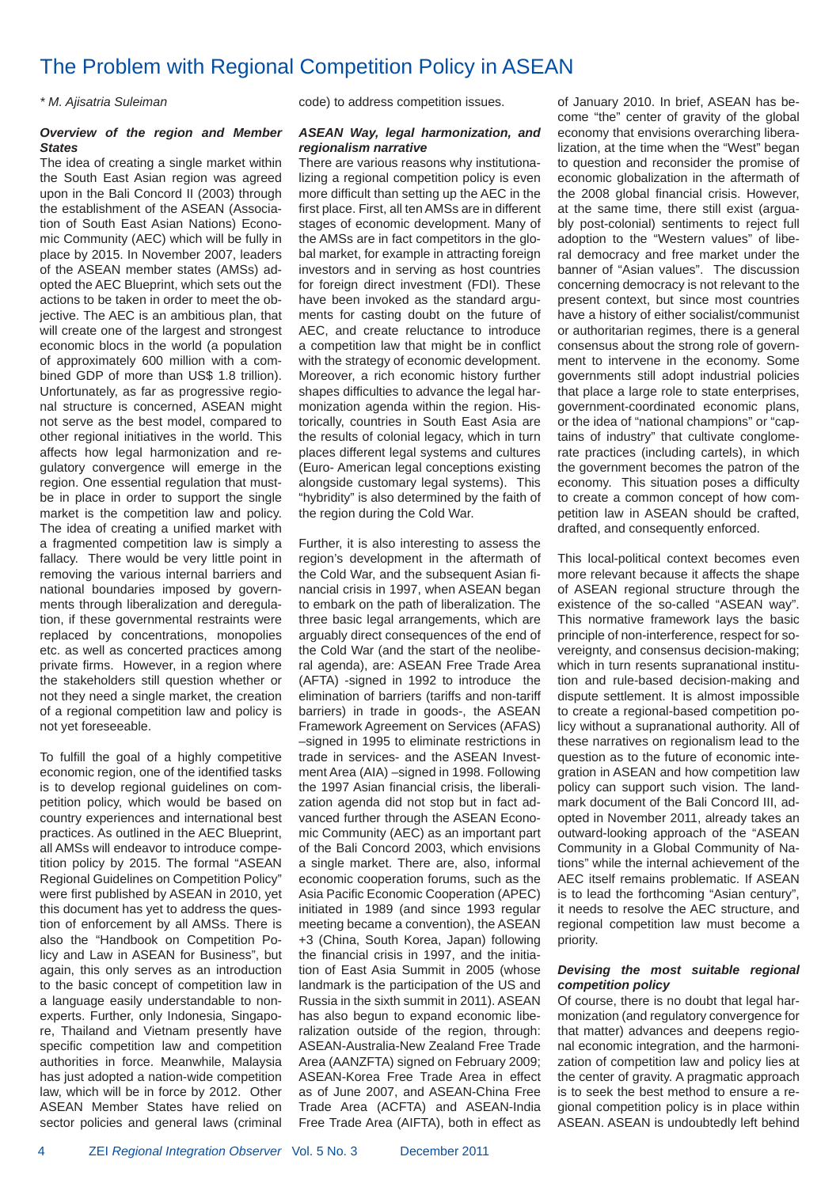# The Problem with Regional Competition Policy in ASEAN

*\* M. Ajisatria Suleiman*

### *Overview of the region and Member States*

The idea of creating a single market within the South East Asian region was agreed upon in the Bali Concord II (2003) through the establishment of the ASEAN (Association of South East Asian Nations) Economic Community (AEC) which will be fully in place by 2015. In November 2007, leaders of the ASEAN member states (AMSs) adopted the AEC Blueprint, which sets out the actions to be taken in order to meet the objective. The AEC is an ambitious plan, that will create one of the largest and strongest economic blocs in the world (a population of approximately 600 million with a combined GDP of more than US$ 1.8 trillion). Unfortunately, as far as progressive regional structure is concerned, ASEAN might not serve as the best model, compared to other regional initiatives in the world. This affects how legal harmonization and regulatory convergence will emerge in the region. One essential regulation that must be in place in order to support the single market is the competition law and policy. The idea of creating a unified market with a fragmented competition law is simply a fallacy. There would be very little point in removing the various internal barriers and national boundaries imposed by governments through liberalization and deregulation, if these governmental restraints were replaced by concentrations, monopolies etc. as well as concerted practices among private firms. However, in a region where the stakeholders still question whether or not they need a single market, the creation of a regional competition law and policy is not yet foreseeable.

To fulfill the goal of a highly competitive economic region, one of the identified tasks is to develop regional guidelines on competition policy, which would be based on country experiences and international best practices. As outlined in the AEC Blueprint, all AMSs will endeavor to introduce competition policy by 2015. The formal "ASEAN Regional Guidelines on Competition Policy" were first published by ASEAN in 2010, yet this document has yet to address the question of enforcement by all AMSs. There is also the "Handbook on Competition Policy and Law in ASEAN for Business", but again, this only serves as an introduction to the basic concept of competition law in a language easily understandable to non-experts. Further, only Indonesia, Singapore, Thailand and Vietnam presently have specific competition law and competition authorities in force. Meanwhile, Malaysia has just adopted a nation-wide competition law, which will be in force by 2012. Other ASEAN Member States have relied on sector policies and general laws (criminal code) to address competition issues.

### *ASEAN Way, legal harmonization, and regionalism narrative*

There are various reasons why institutionalizing a regional competition policy is even more difficult than setting up the AEC in the first place. First, all ten AMSs are in different stages of economic development. Many of the AMSs are in fact competitors in the global market, for example in attracting foreign investors and in serving as host countries for foreign direct investment (FDI). These have been invoked as the standard arguments for casting doubt on the future of AEC, and create reluctance to introduce a competition law that might be in conflict with the strategy of economic development. Moreover, a rich economic history further shapes difficulties to advance the legal harmonization agenda within the region. Historically, countries in South East Asia are the results of colonial legacy, which in turn places different legal systems and cultures (Euro- American legal conceptions existing alongside customary legal systems). This "hybridity" is also determined by the faith of the region during the Cold War.

Further, it is also interesting to assess the region's development in the aftermath of the Cold War, and the subsequent Asian financial crisis in 1997, when ASEAN began to embark on the path of liberalization. The three basic legal arrangements, which are arguably direct consequences of the end of the Cold War (and the start of the neoliberal agenda), are: ASEAN Free Trade Area (AFTA) -signed in 1992 to introduce the elimination of barriers (tariffs and non-tariff barriers) in trade in goods-, the ASEAN Framework Agreement on Services (AFAS) –signed in 1995 to eliminate restrictions in trade in services- and the ASEAN Investment Area (AIA) –signed in 1998. Following the 1997 Asian financial crisis, the liberalization agenda did not stop but in fact advanced further through the ASEAN Economic Community (AEC) as an important part of the Bali Concord 2003, which envisions a single market. There are, also, informal economic cooperation forums, such as the Asia Pacific Economic Cooperation (APEC) initiated in 1989 (and since 1993 regular meeting became a convention), the ASEAN +3 (China, South Korea, Japan) following the financial crisis in 1997, and the initiation of East Asia Summit in 2005 (whose landmark is the participation of the US and Russia in the sixth summit in 2011). ASEAN has also begun to expand economic liberalization outside of the region, through: ASEAN-Australia-New Zealand Free Trade Area (AANZFTA) signed on February 2009; ASEAN-Korea Free Trade Area in effect as of June 2007, and ASEAN-China Free Trade Area (ACFTA) and ASEAN-India Free Trade Area (AIFTA), both in effect as of January 2010. In brief, ASEAN has become "the" center of gravity of the global economy that envisions overarching liberalization, at the time when the "West" began to question and reconsider the promise of economic globalization in the aftermath of the 2008 global financial crisis. However, at the same time, there still exist (arguably post-colonial) sentiments to reject full adoption to the "Western values" of liberal democracy and free market under the banner of "Asian values". The discussion concerning democracy is not relevant to the present context, but since most countries have a history of either socialist/communist or authoritarian regimes, there is a general consensus about the strong role of government to intervene in the economy. Some governments still adopt industrial policies that place a large role to state enterprises, government-coordinated economic plans, or the idea of "national champions" or "captains of industry" that cultivate conglomerate practices (including cartels), in which the government becomes the patron of the economy. This situation poses a difficulty to create a common concept of how competition law in ASEAN should be crafted, drafted, and consequently enforced.

This local-political context becomes even more relevant because it affects the shape of ASEAN regional structure through the existence of the so-called "ASEAN way". This normative framework lays the basic principle of non-interference, respect for sovereignty, and consensus decision-making; which in turn resents supranational institution and rule-based decision-making and dispute settlement. It is almost impossible to create a regional-based competition policy without a supranational authority. All of these narratives on regionalism lead to the question as to the future of economic integration in ASEAN and how competition law policy can support such vision. The landmark document of the Bali Concord III, adopted in November 2011, already takes an outward-looking approach of the "ASEAN Community in a Global Community of Nations" while the internal achievement of the AEC itself remains problematic. If ASEAN is to lead the forthcoming "Asian century", it needs to resolve the AEC structure, and regional competition law must become a priority.

### *Devising the most suitable regional competition policy*

Of course, there is no doubt that legal harmonization (and regulatory convergence for that matter) advances and deepens regional economic integration, and the harmonization of competition law and policy lies at the center of gravity. A pragmatic approach is to seek the best method to ensure a regional competition policy is in place within ASEAN. ASEAN is undoubtedly left behind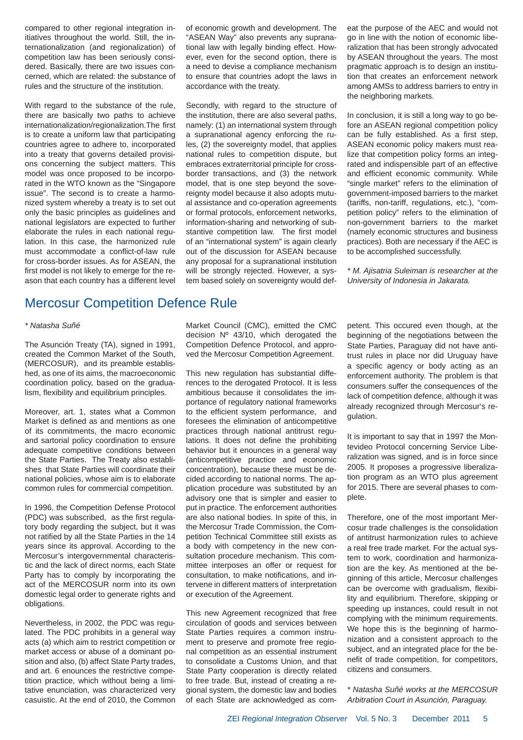compared to other regional integration initiatives throughout the world. Still, the internationalization (and regionalization) of competition law has been seriously considered. Basically, there are two issues concerned, which are related: the substance of rules and the structure of the institution.

With regard to the substance of the rule, there are basically two paths to achieve internationalization/regionalization.The first is to create a uniform law that participating countries agree to adhere to, incorporated into a treaty that governs detailed provisions concerning the subject matters. This model was once proposed to be incorporated in the WTO known as the "Singapore issue". The second is to create a harmonized system whereby a treaty is to set out only the basic principles as guidelines and national legislators are expected to further elaborate the rules in each national regulation. In this case, the harmonized rule must accommodate a conflict-of-law rule for cross-border issues. As for ASEAN, the first model is not likely to emerge for the reason that each country has a different level of economic growth and development. The "ASEAN Way" also prevents any supranational law with legally binding effect. However, even for the second option, there is a need to devise a compliance mechanism to ensure that countries adopt the laws in accordance with the treaty.

Secondly, with regard to the structure of the institution, there are also several paths, namely: (1) an international system through a supranational agency enforcing the rules, (2) the sovereignty model, that applies national rules to competition dispute, but embraces extraterritorial principle for cross-border transactions, and (3) the network model, that is one step beyond the sovereignty model because it also adopts mutual assistance and co-operation agreements or formal protocols, enforcement networks, information-sharing and networking of substantive competition law. The first model of an "international system" is again clearly out of the discussion for ASEAN because any proposal for a supranational institution will be strongly rejected. However, a system based solely on sovereignty would defeat the purpose of the AEC and would not go in line with the notion of economic liberalization that has been strongly advocated by ASEAN throughout the years. The most pragmatic approach is to design an institution that creates an enforcement network among AMSs to address barriers to entry in the neighboring markets.

In conclusion, it is still a long way to go before an ASEAN regional competition policy can be fully established. As a first step, ASEAN economic policy makers must realize that competition policy forms an integrated and indispensible part of an effective and efficient economic community. While "single market" refers to the elimination of government-imposed barriers to the market (tariffs, non-tariff, regulations, etc.), "competition policy" refers to the elimination of non-government barriers to the market (namely economic structures and business practices). Both are necessary if the AEC is to be accomplished successfully.

*\* M. Ajisatria Suleiman is researcher at the University of Indonesia in Jakarta.*

# Mercosur Competition Defence Rule

*\* Natasha Suñé*

The Asunción Treaty (TA), signed in 1991, created the Common Market of the South, (MERCOSUR), and its preamble established, as one of its aims, the macroeconomic coordination policy, based on the gradualism, flexibility and equilibrium principles.

Moreover, art. 1, states what a Common Market is defined as and mentions as one of its commitments, the macro economic and sartorial policy coordination to ensure adequate competitive conditions between the State Parties. The Treaty also establishes that State Parties will coordinate their national policies, whose aim is to elaborate common rules for commercial competition.

In 1996, the Competition Defense Protocol (PDC) was subscribed, as the first regulatory body regarding the subject, but it was not ratified by all the State Parties in the 14 years since its approval. According to the Mercosur's intergovernmental characteristic and the lack of direct norms, each State Party has to comply by incorporating the act of the MERCOSUR norm into its own domestic legal order to generate rights and obligations.

Nevertheless, in 2002, the PDC was regulated. The PDC prohibits in a general way acts (a) which aim to restrict competition or market access or abuse of a dominant position and also, (b) affect State Party trades, and art. 6 enounces the restrictive competition practice, which without being a limitative enunciation, was characterized very casuistic. At the end of 2010, the Common Market Council (CMC), emitted the CMC decision Nº 43/10, which derogated the Competition Defence Protocol, and approved the Mercosur Competition Agreement.

This new regulation has substantial differences to the derogated Protocol. It is less ambitious because it consolidates the importance of regulatory national frameworks to the efficient system performance, and foresees the elimination of anticompetitive practices through national antitrust regulations. It does not define the prohibiting behavior but it enounces in a general way (anticompetitive practice and economic concentration), because these must be decided according to national norms. The application procedure was substituted by an advisory one that is simpler and easier to put in practice. The enforcement authorities are also national bodies. In spite of this, in the Mercosur Trade Commission, the Competition Technical Committee still exists as a body with competency in the new consultation procedure mechanism. This committee interposes an offer or request for consultation, to make notifications, and intervene in different matters of interpretation or execution of the Agreement.

This new Agreement recognized that free circulation of goods and services between State Parties requires a common instrument to preserve and promote free regional competition as an essential instrument to consolidate a Customs Union, and that State Party cooperation is directly related to free trade. But, instead of creating a regional system, the domestic law and bodies of each State are acknowledged as competent. This occured even though, at the beginning of the negotiations between the State Parties, Paraguay did not have antitrust rules in place nor did Uruguay have a specific agency or body acting as an enforcement authority. The problem is that consumers suffer the consequences of the lack of competition defence, although it was already recognized through Mercosur's regulation.

It is important to say that in 1997 the Montevideo Protocol concerning Service Liberalization was signed, and is in force since 2005. It proposes a progressive liberalization program as an WTO plus agreement for 2015. There are several phases to complete.

Therefore, one of the most important Mercosur trade challenges is the consolidation of antitrust harmonization rules to achieve a real free trade market. For the actual system to work, coordination and harmonization are the key. As mentioned at the beginning of this article, Mercosur challenges can be overcome with gradualism, flexibility and equilibrium. Therefore, skipping or speeding up instances, could result in not complying with the minimum requirements. We hope this is the beginning of harmonization and a consistent approach to the subject, and an integrated place for the benefit of trade competition, for competitors, citizens and consumers.

*\* Natasha Suñé works at the MERCOSUR Arbitration Court in Asunción, Paraguay.*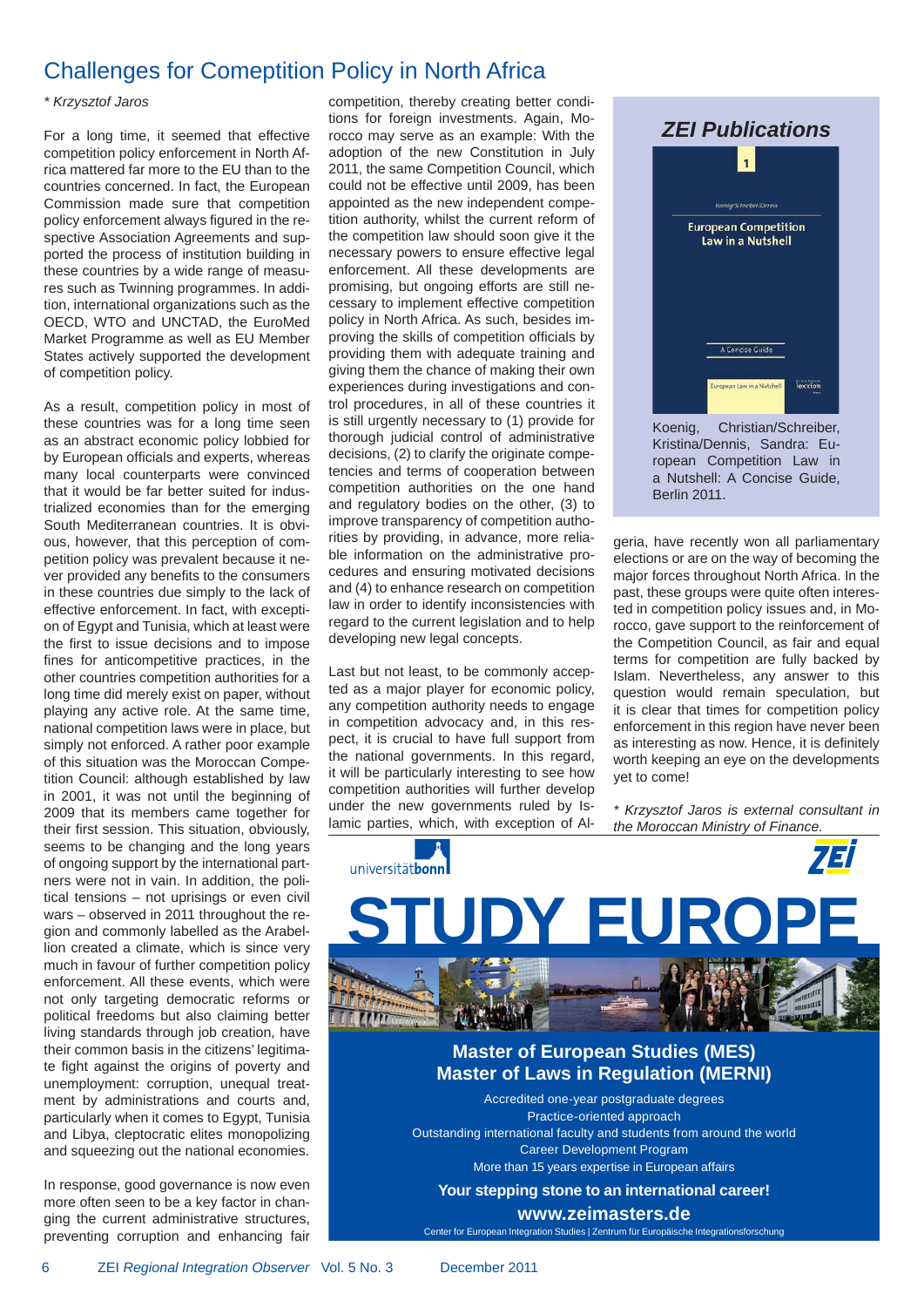## Challenges for Competition Policy in North Africa

*\* Krzysztof Jaros*

For a long time, it seemed that effective competition policy enforcement in North Africa mattered far more to the EU than to the countries concerned. In fact, the European Commission made sure that competition policy enforcement always figured in the respective Association Agreements and supported the process of institution building in these countries by a wide range of measures such as Twinning programmes. In addition, international organizations such as the OECD, WTO and UNCTAD, the EuroMed Market Programme as well as EU Member States actively supported the development of competition policy.

As a result, competition policy in most of these countries was for a long time seen as an abstract economic policy lobbied for by European officials and experts, whereas many local counterparts were convinced that it would be far better suited for industrialized economies than for the emerging South Mediterranean countries. It is obvious, however, that this perception of competition policy was prevalent because it never provided any benefits to the consumers in these countries due simply to the lack of effective enforcement. In fact, with exception of Egypt and Tunisia, which at least were the first to issue decisions and to impose fines for anticompetitive practices, in the other countries competition authorities for a long time did merely exist on paper, without playing any active role. At the same time, national competition laws were in place, but simply not enforced. A rather poor example of this situation was the Moroccan Competition Council: although established by law in 2001, it was not until the beginning of 2009 that its members came together for their first session. This situation, obviously, seems to be changing and the long years of ongoing support by the international partners were not in vain. In addition, the political tensions – not uprisings or even civil wars – observed in 2011 throughout the region and commonly labelled as the Arabellion created a climate, which is since very much in favour of further competition policy enforcement. All these events, which were not only targeting democratic reforms or political freedoms but also claiming better living standards through job creation, have their common basis in the citizens' legitimate fight against the origins of poverty and unemployment: corruption, unequal treatment by administrations and courts and, particularly when it comes to Egypt, Tunisia and Libya, cleptocratic elites monopolizing and squeezing out the national economies.

In response, good governance is now even more often seen to be a key factor in changing the current administrative structures, preventing corruption and enhancing fair competition, thereby creating better conditions for foreign investments. Again, Morocco may serve as an example: With the adoption of the new Constitution in July 2011, the same Competition Council, which could not be effective until 2009, has been appointed as the new independent competition authority, whilst the current reform of the competition law should soon give it the necessary powers to ensure effective legal enforcement. All these developments are promising, but ongoing efforts are still necessary to implement effective competition policy in North Africa. As such, besides improving the skills of competition officials by providing them with adequate training and giving them the chance of making their own experiences during investigations and control procedures, in all of these countries it is still urgently necessary to (1) provide for thorough judicial control of administrative decisions, (2) to clarify the originate competencies and terms of cooperation between competition authorities on the one hand and regulatory bodies on the other, (3) to improve transparency of competition authorities by providing, in advance, more reliable information on the administrative procedures and ensuring motivated decisions and (4) to enhance research on competition law in order to identify inconsistencies with regard to the current legislation and to help developing new legal concepts.

Last but not least, to be commonly accepted as a major player for economic policy, any competition authority needs to engage in competition advocacy and, in this respect, it is crucial to have full support from the national governments. In this regard, it will be particularly interesting to see how competition authorities will further develop under the new governments ruled by Islamic parties, which, with exception of Algeria, have recently won all parliamentary elections or are on the way of becoming the major forces throughout North Africa. In the past, these groups were quite often interested in competition policy issues and, in Morocco, gave support to the reinforcement of the Competition Council, as fair and equal terms for competition are fully backed by Islam. Nevertheless, any answer to this question would remain speculation, but it is clear that times for competition policy enforcement in this region have never been as interesting as now. Hence, it is definitely worth keeping an eye on the developments yet to come!

*\* Krzysztof Jaros is external consultant in the Moroccan Ministry of Finance.*

### *ZEI Publications*

Koenig, Christian/Schreiber, Kristina/Dennis, Sandra: European Competition Law in a Nutshell: A Concise Guide, Berlin 2011.

universität**bonn** ZEI

# STUDY EUROPE

### Master of European Studies (MES)
### Master of Laws in Regulation (MERNI)

Accredited one-year postgraduate degrees
Practice-oriented approach
Outstanding international faculty and students from around the world
Career Development Program
More than 15 years expertise in European affairs

**Your stepping stone to an international career!**

**www.zeimasters.de**

Center for European Integration Studies | Zentrum für Europäische Integrationsforschung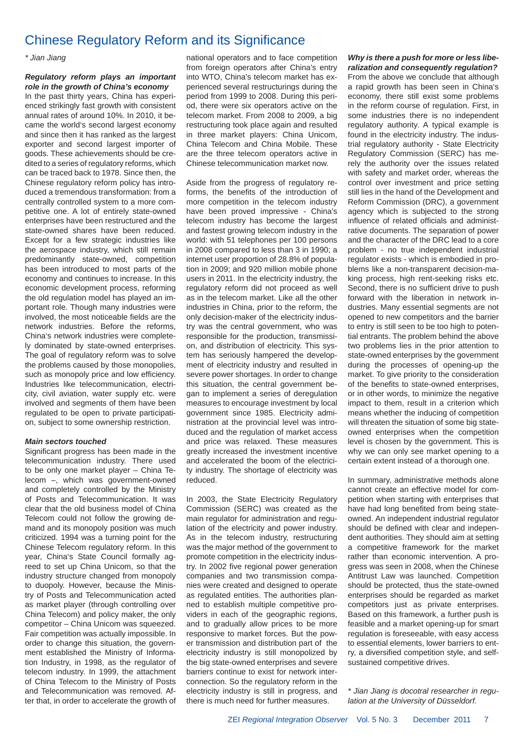// Chinese Regulatory Reform and its Significance

*\* Jian Jiang*

### Regulatory reform plays an important role in the growth of China's economy

In the past thirty years, China has experienced strikingly fast growth with consistent annual rates of around 10%. In 2010, it became the world's second largest economy and since then it has ranked as the largest exporter and second largest importer of goods. These achievements should be credited to a series of regulatory reforms, which can be traced back to 1978. Since then, the Chinese regulatory reform policy has introduced a tremendous transformation: from a centrally controlled system to a more competitive one. A lot of entirely state-owned enterprises have been restructured and the state-owned shares have been reduced. Except for a few strategic industries like the aerospace industry, which still remain predominantly state-owned, competition has been introduced to most parts of the economy and continues to increase. In this economic development process, reforming the old regulation model has played an important role. Though many industries were involved, the most noticeable fields are the network industries. Before the reforms, China's network industries were completely dominated by state-owned enterprises. The goal of regulatory reform was to solve the problems caused by those monopolies, such as monopoly price and low efficiency. Industries like telecommunication, electricity, civil aviation, water supply etc. were involved and segments of them have been regulated to be open to private participation, subject to some ownership restriction.

### Main sectors touched

Significant progress has been made in the telecommunication industry. There used to be only one market player – China Telecom –, which was government-owned and completely controlled by the Ministry of Posts and Telecommunication. It was clear that the old business model of China Telecom could not follow the growing demand and its monopoly position was much criticized. 1994 was a turning point for the Chinese Telecom regulatory reform. In this year, China's State Council formally agreed to set up China Unicom, so that the industry structure changed from monopoly to duopoly. However, because the Ministry of Posts and Telecommunication acted as market player (through controlling over China Telecom) and policy maker, the only competitor – China Unicom was squeezed. Fair competition was actually impossible. In order to change this situation, the government established the Ministry of Information Industry, in 1998, as the regulator of telecom industry. In 1999, the attachment of China Telecom to the Ministry of Posts and Telecommunication was removed. After that, in order to accelerate the growth of national operators and to face competition from foreign operators after China's entry into WTO, China's telecom market has experienced several restructurings during the period from 1999 to 2008. During this period, there were six operators active on the telecom market. From 2008 to 2009, a big restructuring took place again and resulted in three market players: China Unicom, China Telecom and China Mobile. These are the three telecom operators active in Chinese telecommunication market now.

Aside from the progress of regulatory reforms, the benefits of the introduction of more competition in the telecom industry have been proved impressive - China's telecom industry has become the largest and fastest growing telecom industry in the world: with 51 telephones per 100 persons in 2008 compared to less than 3 in 1990; a internet user proportion of 28.8% of population in 2009; and 920 million mobile phone users in 2011. In the electricity industry, the regulatory reform did not proceed as well as in the telecom market. Like all the other industries in China, prior to the reform, the only decision-maker of the electricity industry was the central government, who was responsible for the production, transmission, and distribution of electricity. This system has seriously hampered the development of electricity industry and resulted in severe power shortages. In order to change this situation, the central government began to implement a series of deregulation measures to encourage investment by local government since 1985. Electricity administration at the provincial level was introduced and the regulation of market access and price was relaxed. These measures greatly increased the investment incentive and accelerated the boom of the electricity industry. The shortage of electricity was reduced.

In 2003, the State Electricity Regulatory Commission (SERC) was created as the main regulator for administration and regulation of the electricity and power industry. As in the telecom industry, restructuring was the major method of the government to promote competition in the electricity industry. In 2002 five regional power generation companies and two transmission companies were created and designed to operate as regulated entities. The authorities planned to establish multiple competitive providers in each of the geographic regions, and to gradually allow prices to be more responsive to market forces. But the power transmission and distribution part of the electricity industry is still monopolized by the big state-owned enterprises and severe barriers continue to exist for network interconnection. So the regulatory reform in the electricity industry is still in progress, and there is much need for further measures.

### Why is there a push for more or less liberalization and consequently regulation?

From the above we conclude that although a rapid growth has been seen in China's economy, there still exist some problems in the reform course of regulation. First, in some industries there is no independent regulatory authority. A typical example is found in the electricity industry. The industrial regulatory authority - State Electricity Regulatory Commission (SERC) has merely the authority over the issues related with safety and market order, whereas the control over investment and price setting still lies in the hand of the Development and Reform Commission (DRC), a government agency which is subjected to the strong influence of related officials and administrative documents. The separation of power and the character of the DRC lead to a core problem - no true independent industrial regulator exists - which is embodied in problems like a non-transparent decision-making process, high rent-seeking risks etc. Second, there is no sufficient drive to push forward with the liberation in network industries. Many essential segments are not opened to new competitors and the barrier to entry is still seen to be too high to potential entrants. The problem behind the above two problems lies in the prior attention to state-owned enterprises by the government during the processes of opening-up the market. To give priority to the consideration of the benefits to state-owned enterprises, or in other words, to minimize the negative impact to them, result in a criterion which means whether the inducing of competition will threaten the situation of some big state-owned enterprises when the competition level is chosen by the government. This is why we can only see market opening to a certain extent instead of a thorough one.

In summary, administrative methods alone cannot create an effective model for competition when starting with enterprises that have had long benefited from being state-owned. An independent industrial regulator should be defined with clear and independent authorities. They should aim at setting a competitive framework for the market rather than economic intervention. A progress was seen in 2008, when the Chinese Antitrust Law was launched. Competition should be protected, thus the state-owned enterprises should be regarded as market competitors just as private enterprises. Based on this framework, a further push is feasible and a market opening-up for smart regulation is foreseeable, with easy access to essential elements, lower barriers to entry, a diversified competition style, and self-sustained competitive drives.

*\* Jian Jiang is docotral researcher in regulation at the University of Düsseldorf.*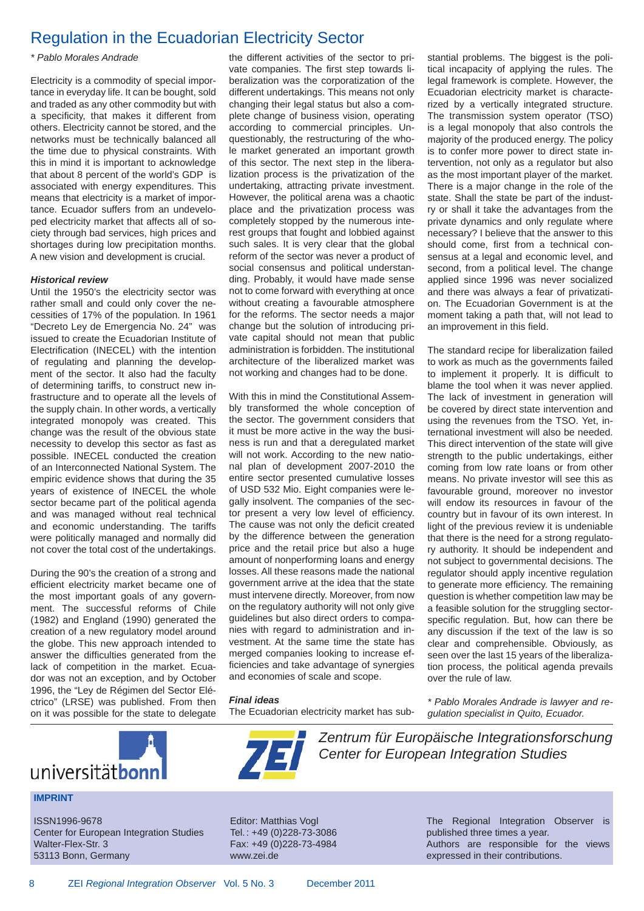# Regulation in the Ecuadorian Electricity Sector

*\* Pablo Morales Andrade*

Electricity is a commodity of special importance in everyday life. It can be bought, sold and traded as any other commodity but with a specificity, that makes it different from others. Electricity cannot be stored, and the networks must be technically balanced all the time due to physical constraints. With this in mind it is important to acknowledge that about 8 percent of the world's GDP is associated with energy expenditures. This means that electricity is a market of importance. Ecuador suffers from an undeveloped electricity market that affects all of society through bad services, high prices and shortages during low precipitation months. A new vision and development is crucial.

### Historical review

Until the 1950's the electricity sector was rather small and could only cover the necessities of 17% of the population. In 1961 "Decreto Ley de Emergencia No. 24" was issued to create the Ecuadorian Institute of Electrification (INECEL) with the intention of regulating and planning the development of the sector. It also had the faculty of determining tariffs, to construct new infrastructure and to operate all the levels of the supply chain. In other words, a vertically integrated monopoly was created. This change was the result of the obvious state necessity to develop this sector as fast as possible. INECEL conducted the creation of an Interconnected National System. The empiric evidence shows that during the 35 years of existence of INECEL the whole sector became part of the political agenda and was managed without real technical and economic understanding. The tariffs were politically managed and normally did not cover the total cost of the undertakings.

During the 90's the creation of a strong and efficient electricity market became one of the most important goals of any government. The successful reforms of Chile (1982) and England (1990) generated the creation of a new regulatory model around the globe. This new approach intended to answer the difficulties generated from the lack of competition in the market. Ecuador was not an exception, and by October 1996, the "Ley de Régimen del Sector Eléctrico" (LRSE) was published. From then on it was possible for the state to delegate the different activities of the sector to private companies. The first step towards liberalization was the corporatization of the different undertakings. This means not only changing their legal status but also a complete change of business vision, operating according to commercial principles. Unquestionably, the restructuring of the whole market generated an important growth of this sector. The next step in the liberalization process is the privatization of the undertaking, attracting private investment. However, the political arena was a chaotic place and the privatization process was completely stopped by the numerous interest groups that fought and lobbied against such sales. It is very clear that the global reform of the sector was never a product of social consensus and political understanding. Probably, it would have made sense not to come forward with everything at once without creating a favourable atmosphere for the reforms. The sector needs a major change but the solution of introducing private capital should not mean that public administration is forbidden. The institutional architecture of the liberalized market was not working and changes had to be done.

With this in mind the Constitutional Assembly transformed the whole conception of the sector. The government considers that it must be more active in the way the business is run and that a deregulated market will not work. According to the new national plan of development 2007-2010 the entire sector presented cumulative losses of USD 532 Mio. Eight companies were legally insolvent. The companies of the sector present a very low level of efficiency. The cause was not only the deficit created by the difference between the generation price and the retail price but also a huge amount of nonperforming loans and energy losses. All these reasons made the national government arrive at the idea that the state must intervene directly. Moreover, from now on the regulatory authority will not only give guidelines but also direct orders to companies with regard to administration and investment. At the same time the state has merged companies looking to increase efficiencies and take advantage of synergies and economies of scale and scope.

### Final ideas

The Ecuadorian electricity market has substantial problems. The biggest is the political incapacity of applying the rules. The legal framework is complete. However, the Ecuadorian electricity market is characterized by a vertically integrated structure. The transmission system operator (TSO) is a legal monopoly that also controls the majority of the produced energy. The policy is to confer more power to direct state intervention, not only as a regulator but also as the most important player of the market. There is a major change in the role of the state. Shall the state be part of the industry or shall it take the advantages from the private dynamics and only regulate where necessary? I believe that the answer to this should come, first from a technical consensus at a legal and economic level, and second, from a political level. The change applied since 1996 was never socialized and there was always a fear of privatization. The Ecuadorian Government is at the moment taking a path that, will not lead to an improvement in this field.

The standard recipe for liberalization failed to work as much as the governments failed to implement it properly. It is difficult to blame the tool when it was never applied. The lack of investment in generation will be covered by direct state intervention and using the revenues from the TSO. Yet, international investment will also be needed. This direct intervention of the state will give strength to the public undertakings, either coming from low rate loans or from other means. No private investor will see this as favourable ground, moreover no investor will endow its resources in favour of the country but in favour of its own interest. In light of the previous review it is undeniable that there is the need for a strong regulatory authority. It should be independent and not subject to governmental decisions. The regulator should apply incentive regulation to generate more efficiency. The remaining question is whether competition law may be a feasible solution for the struggling sector-specific regulation. But, how can there be any discussion if the text of the law is so clear and comprehensible. Obviously, as seen over the last 15 years of the liberalization process, the political agenda prevails over the rule of law.

*\* Pablo Morales Andrade is lawyer and regulation specialist in Quito, Ecuador.*

universität**bonn**

*Zentrum für Europäische Integrationsforschung*
*Center for European Integration Studies*

**IMPRINT**

ISSN1996-9678
Center for European Integration Studies
Walter-Flex-Str. 3
53113 Bonn, Germany

Editor: Matthias Vogl
Tel.: +49 (0)228-73-3086
Fax: +49 (0)228-73-4984
www.zei.de

The Regional Integration Observer is published three times a year.
Authors are responsible for the views expressed in their contributions.